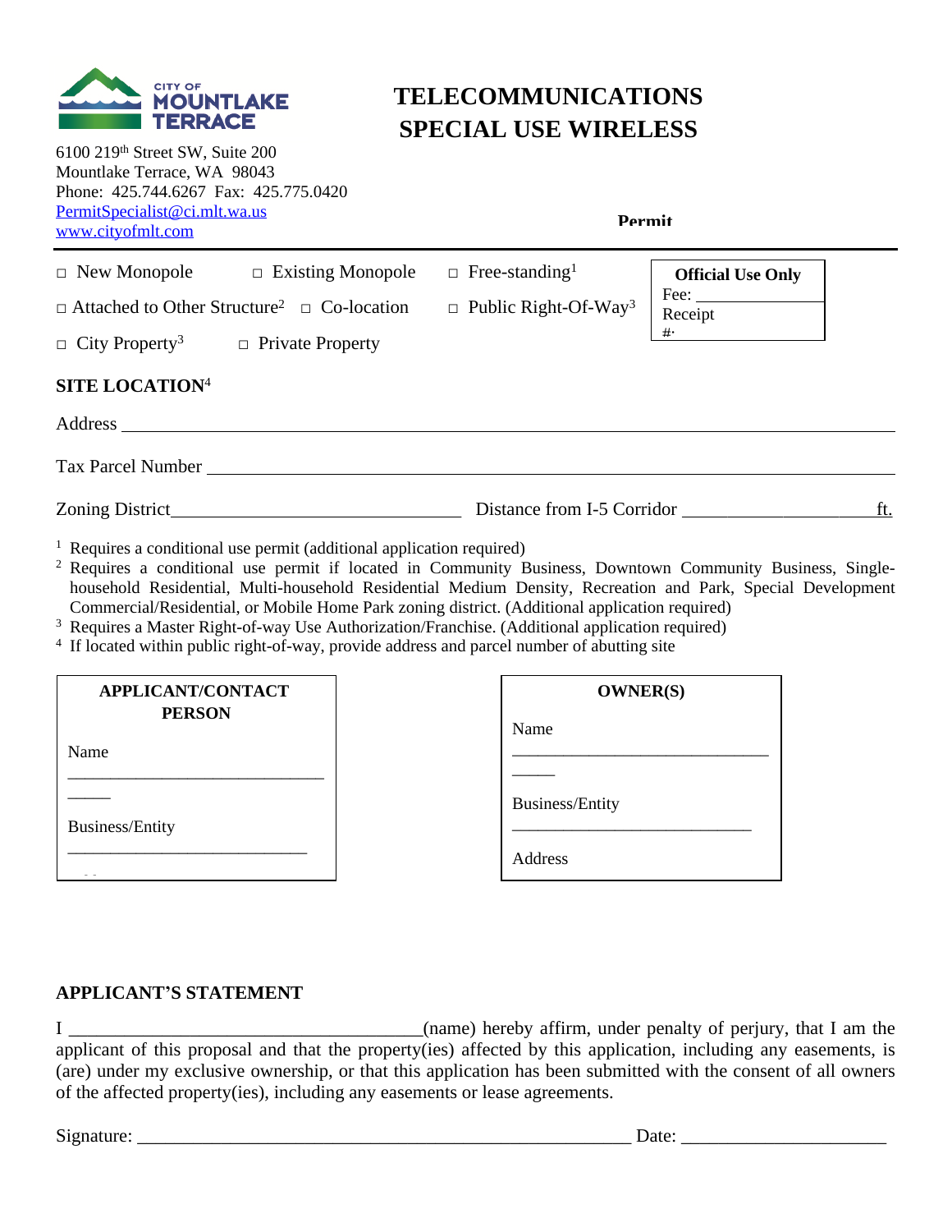CITY OF MOUNTLAKE TERRACE

6100 219th Street SW, Suite 200
Mountlake Terrace, WA 98043
Phone: 425.744.6267 Fax: 425.775.0420
PermitSpecialist@ci.mlt.wa.us
www.cityofmlt.com

# TELECOMMUNICATIONS SPECIAL USE WIRELESS

**Permit**

□ New Monopole □ Existing Monopole □ Free-standing[1]

□ Attached to Other Structure[2] □ Co-location □ Public Right-Of-Way[3]

□ City Property[3] □ Private Property

| **Official Use Only** |
|---|
| Fee: ______ |
| Receipt #: |

## SITE LOCATION[4]

Address ____________________________________________

Tax Parcel Number ____________________________________________

Zoning District______________________________ Distance from I-5 Corridor ____________________ ft.

[1] Requires a conditional use permit (additional application required)

[2] Requires a conditional use permit if located in Community Business, Downtown Community Business, Single-household Residential, Multi-household Residential Medium Density, Recreation and Park, Special Development Commercial/Residential, or Mobile Home Park zoning district. (Additional application required)

[3] Requires a Master Right-of-way Use Authorization/Franchise. (Additional application required)

[4] If located within public right-of-way, provide address and parcel number of abutting site

**APPLICANT/CONTACT PERSON**

Name ______________________________

Business/Entity ______________________________

**OWNER(S)**

Name ______________________________

Business/Entity ______________________________

Address

## APPLICANT'S STATEMENT

I ______________________________(name) hereby affirm, under penalty of perjury, that I am the applicant of this proposal and that the property(ies) affected by this application, including any easements, is (are) under my exclusive ownership, or that this application has been submitted with the consent of all owners of the affected property(ies), including any easements or lease agreements.

Signature: ____________________________________________ Date: ____________________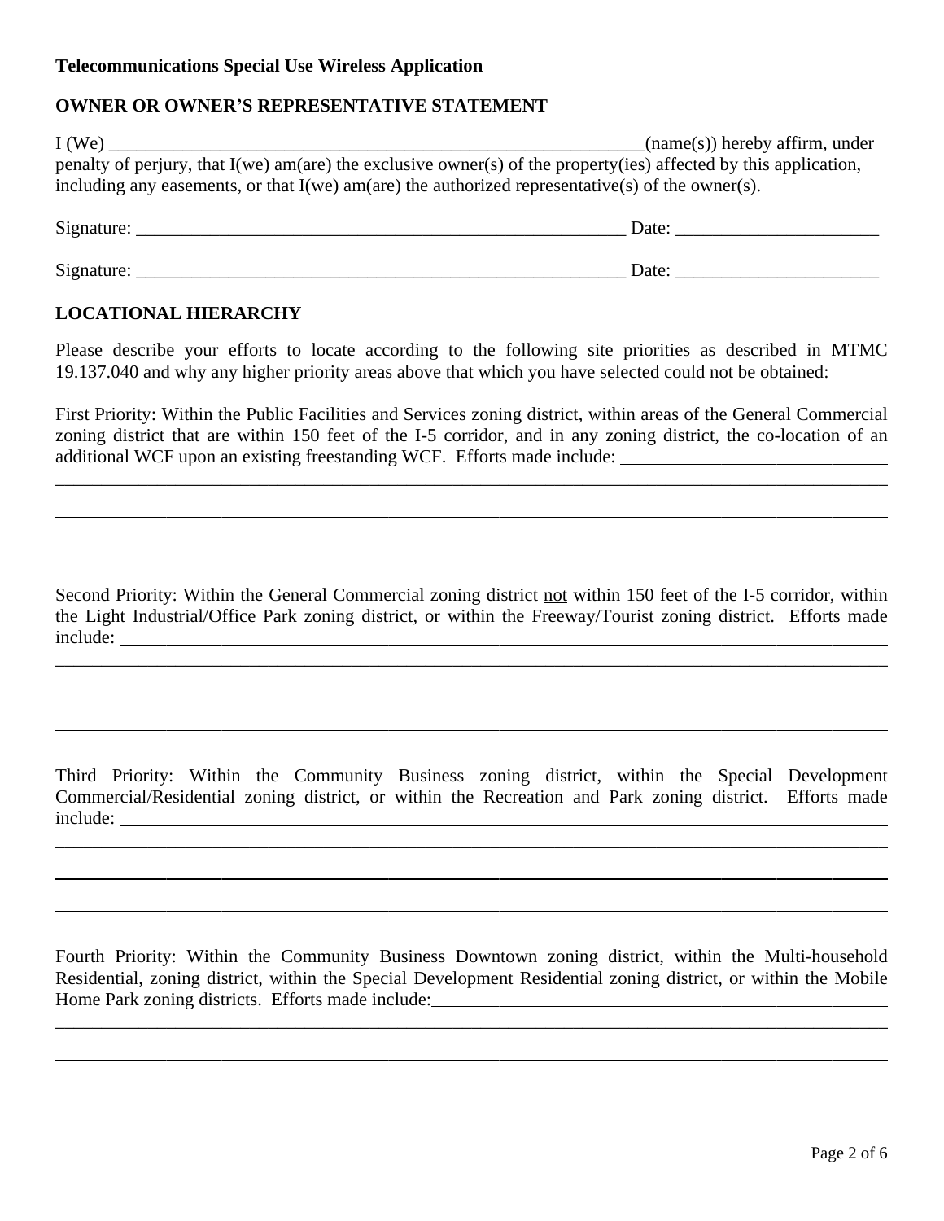**Telecommunications Special Use Wireless Application**

**OWNER OR OWNER'S REPRESENTATIVE STATEMENT**

I (We) _______________________________________________________________(name(s)) hereby affirm, under penalty of perjury, that I(we) am(are) the exclusive owner(s) of the property(ies) affected by this application, including any easements, or that I(we) am(are) the authorized representative(s) of the owner(s).

Signature: _______________________________________________________ Date: ______________________

Signature: _______________________________________________________ Date: ______________________

**LOCATIONAL HIERARCHY**

Please describe your efforts to locate according to the following site priorities as described in MTMC 19.137.040 and why any higher priority areas above that which you have selected could not be obtained:

First Priority: Within the Public Facilities and Services zoning district, within areas of the General Commercial zoning district that are within 150 feet of the I-5 corridor, and in any zoning district, the co-location of an additional WCF upon an existing freestanding WCF. Efforts made include: _____________________________

_____________________________________________________________________________________________

_____________________________________________________________________________________________

_____________________________________________________________________________________________

Second Priority: Within the General Commercial zoning district <u>not</u> within 150 feet of the I-5 corridor, within the Light Industrial/Office Park zoning district, or within the Freeway/Tourist zoning district. Efforts made include: _____________________________________________________________________________________

_____________________________________________________________________________________________

_____________________________________________________________________________________________

_____________________________________________________________________________________________

Third Priority: Within the Community Business zoning district, within the Special Development Commercial/Residential zoning district, or within the Recreation and Park zoning district. Efforts made include: _____________________________________________________________________________________

_____________________________________________________________________________________________

_____________________________________________________________________________________________

_____________________________________________________________________________________________

Fourth Priority: Within the Community Business Downtown zoning district, within the Multi-household Residential, zoning district, within the Special Development Residential zoning district, or within the Mobile Home Park zoning districts. Efforts made include:_____________________________________________________

_____________________________________________________________________________________________

_____________________________________________________________________________________________

_____________________________________________________________________________________________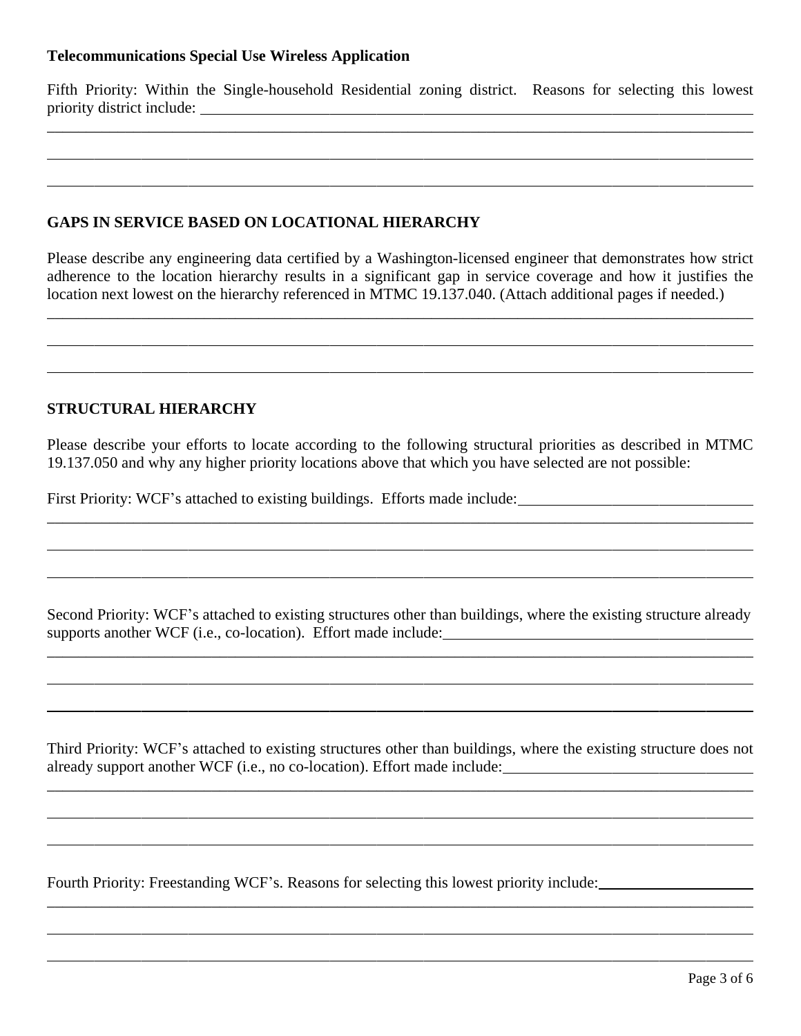**Telecommunications Special Use Wireless Application**

Fifth Priority: Within the Single-household Residential zoning district. Reasons for selecting this lowest priority district include: ______________________________________________________________

______________________________________________________________________________________

______________________________________________________________________________________

______________________________________________________________________________________

## GAPS IN SERVICE BASED ON LOCATIONAL HIERARCHY

Please describe any engineering data certified by a Washington-licensed engineer that demonstrates how strict adherence to the location hierarchy results in a significant gap in service coverage and how it justifies the location next lowest on the hierarchy referenced in MTMC 19.137.040. (Attach additional pages if needed.)

______________________________________________________________________________________

______________________________________________________________________________________

______________________________________________________________________________________

## STRUCTURAL HIERARCHY

Please describe your efforts to locate according to the following structural priorities as described in MTMC 19.137.050 and why any higher priority locations above that which you have selected are not possible:

First Priority: WCF's attached to existing buildings. Efforts made include:_____________________________

______________________________________________________________________________________

______________________________________________________________________________________

______________________________________________________________________________________

Second Priority: WCF's attached to existing structures other than buildings, where the existing structure already supports another WCF (i.e., co-location). Effort made include:_________________________________________

______________________________________________________________________________________

______________________________________________________________________________________

______________________________________________________________________________________

Third Priority: WCF's attached to existing structures other than buildings, where the existing structure does not already support another WCF (i.e., no co-location). Effort made include:________________________________

______________________________________________________________________________________

______________________________________________________________________________________

______________________________________________________________________________________

Fourth Priority: Freestanding WCF's. Reasons for selecting this lowest priority include:___________________

______________________________________________________________________________________

______________________________________________________________________________________

______________________________________________________________________________________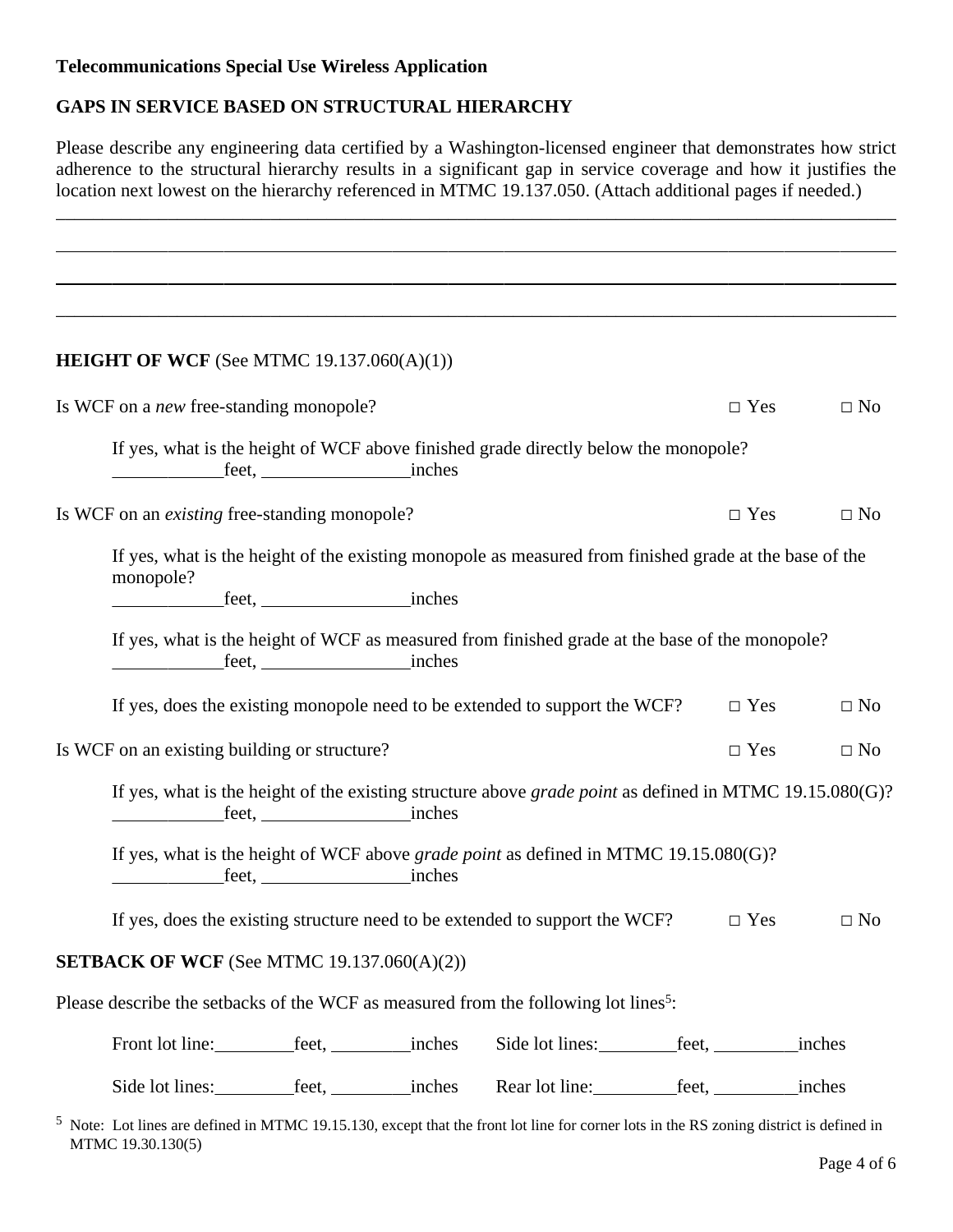**Telecommunications Special Use Wireless Application**

## GAPS IN SERVICE BASED ON STRUCTURAL HIERARCHY

Please describe any engineering data certified by a Washington-licensed engineer that demonstrates how strict adherence to the structural hierarchy results in a significant gap in service coverage and how it justifies the location next lowest on the hierarchy referenced in MTMC 19.137.050. (Attach additional pages if needed.)

______________________________________________________________________________

______________________________________________________________________________

______________________________________________________________________________

______________________________________________________________________________

## HEIGHT OF WCF (See MTMC 19.137.060(A)(1))

Is WCF on a *new* free-standing monopole? □ Yes □ No

If yes, what is the height of WCF above finished grade directly below the monopole?
____________feet, ________________inches

Is WCF on an *existing* free-standing monopole? □ Yes □ No

If yes, what is the height of the existing monopole as measured from finished grade at the base of the monopole?
____________feet, ________________inches

If yes, what is the height of WCF as measured from finished grade at the base of the monopole?
____________feet, ________________inches

If yes, does the existing monopole need to be extended to support the WCF? □ Yes □ No

Is WCF on an existing building or structure? □ Yes □ No

If yes, what is the height of the existing structure above *grade point* as defined in MTMC 19.15.080(G)?
____________feet, ________________inches

If yes, what is the height of WCF above *grade point* as defined in MTMC 19.15.080(G)?
____________feet, ________________inches

If yes, does the existing structure need to be extended to support the WCF? □ Yes □ No

## SETBACK OF WCF (See MTMC 19.137.060(A)(2))

Please describe the setbacks of the WCF as measured from the following lot lines[5]:

Front lot line:_________feet, _________inches Side lot lines:_________feet, _________inches

Side lot lines:_________feet, _________inches Rear lot line:_________feet, _________inches

[5] Note: Lot lines are defined in MTMC 19.15.130, except that the front lot line for corner lots in the RS zoning district is defined in MTMC 19.30.130(5)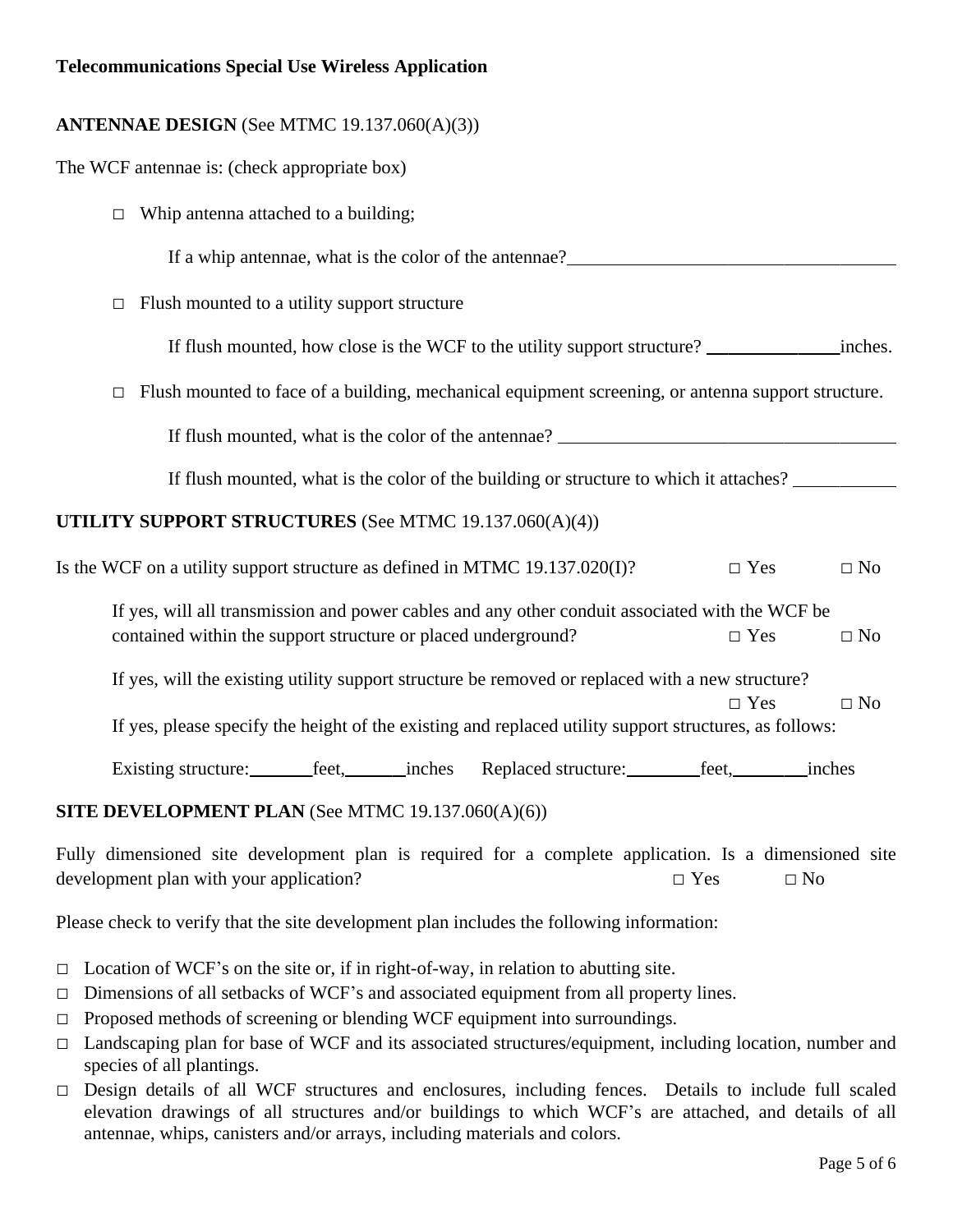**Telecommunications Special Use Wireless Application**

**ANTENNAE DESIGN** (See MTMC 19.137.060(A)(3))

The WCF antennae is: (check appropriate box)

- □ Whip antenna attached to a building;

  If a whip antennae, what is the color of the antennae?\_\_\_\_\_\_\_\_\_\_\_\_\_\_\_\_\_\_\_\_\_\_\_\_\_\_\_\_\_\_\_\_\_\_\_\_\_

- □ Flush mounted to a utility support structure

  If flush mounted, how close is the WCF to the utility support structure? \_\_\_\_\_\_\_\_\_\_\_\_\_\_\_inches.

- □ Flush mounted to face of a building, mechanical equipment screening, or antenna support structure.

  If flush mounted, what is the color of the antennae? \_\_\_\_\_\_\_\_\_\_\_\_\_\_\_\_\_\_\_\_\_\_\_\_\_\_\_\_\_\_\_\_\_\_\_\_\_

  If flush mounted, what is the color of the building or structure to which it attaches? \_\_\_\_\_\_\_\_\_\_\_

**UTILITY SUPPORT STRUCTURES** (See MTMC 19.137.060(A)(4))

Is the WCF on a utility support structure as defined in MTMC 19.137.020(I)? □ Yes □ No

If yes, will all transmission and power cables and any other conduit associated with the WCF be contained within the support structure or placed underground? □ Yes □ No

If yes, will the existing utility support structure be removed or replaced with a new structure? □ Yes □ No

If yes, please specify the height of the existing and replaced utility support structures, as follows:

Existing structure:\_\_\_\_\_\_\_feet,\_\_\_\_\_\_\_inches Replaced structure:\_\_\_\_\_\_\_\_feet,\_\_\_\_\_\_\_\_inches

**SITE DEVELOPMENT PLAN** (See MTMC 19.137.060(A)(6))

Fully dimensioned site development plan is required for a complete application. Is a dimensioned site development plan with your application? □ Yes □ No

Please check to verify that the site development plan includes the following information:

- □ Location of WCF's on the site or, if in right-of-way, in relation to abutting site.
- □ Dimensions of all setbacks of WCF's and associated equipment from all property lines.
- □ Proposed methods of screening or blending WCF equipment into surroundings.
- □ Landscaping plan for base of WCF and its associated structures/equipment, including location, number and species of all plantings.
- □ Design details of all WCF structures and enclosures, including fences. Details to include full scaled elevation drawings of all structures and/or buildings to which WCF's are attached, and details of all antennae, whips, canisters and/or arrays, including materials and colors.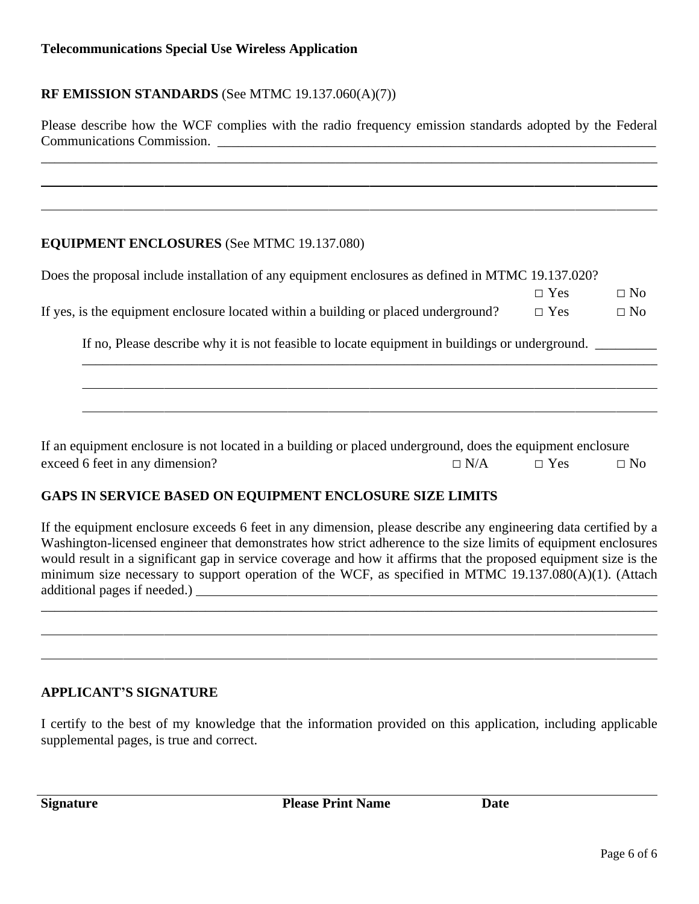**Telecommunications Special Use Wireless Application**

**RF EMISSION STANDARDS** (See MTMC 19.137.060(A)(7))

Please describe how the WCF complies with the radio frequency emission standards adopted by the Federal Communications Commission. ______________________________________________________________________

______________________________________________________________________________________________

______________________________________________________________________________________________

______________________________________________________________________________________________

**EQUIPMENT ENCLOSURES** (See MTMC 19.137.080)

Does the proposal include installation of any equipment enclosures as defined in MTMC 19.137.020? □ Yes □ No

If yes, is the equipment enclosure located within a building or placed underground? □ Yes □ No

If no, Please describe why it is not feasible to locate equipment in buildings or underground. _________

______________________________________________________________________________________________

______________________________________________________________________________________________

______________________________________________________________________________________________

If an equipment enclosure is not located in a building or placed underground, does the equipment enclosure exceed 6 feet in any dimension? □ N/A □ Yes □ No

**GAPS IN SERVICE BASED ON EQUIPMENT ENCLOSURE SIZE LIMITS**

If the equipment enclosure exceeds 6 feet in any dimension, please describe any engineering data certified by a Washington-licensed engineer that demonstrates how strict adherence to the size limits of equipment enclosures would result in a significant gap in service coverage and how it affirms that the proposed equipment size is the minimum size necessary to support operation of the WCF, as specified in MTMC 19.137.080(A)(1). (Attach additional pages if needed.) ______________________________________________________________________

______________________________________________________________________________________________

______________________________________________________________________________________________

______________________________________________________________________________________________

**APPLICANT'S SIGNATURE**

I certify to the best of my knowledge that the information provided on this application, including applicable supplemental pages, is true and correct.

______________________________________________________________________________________________

**Signature** **Please Print Name** **Date**